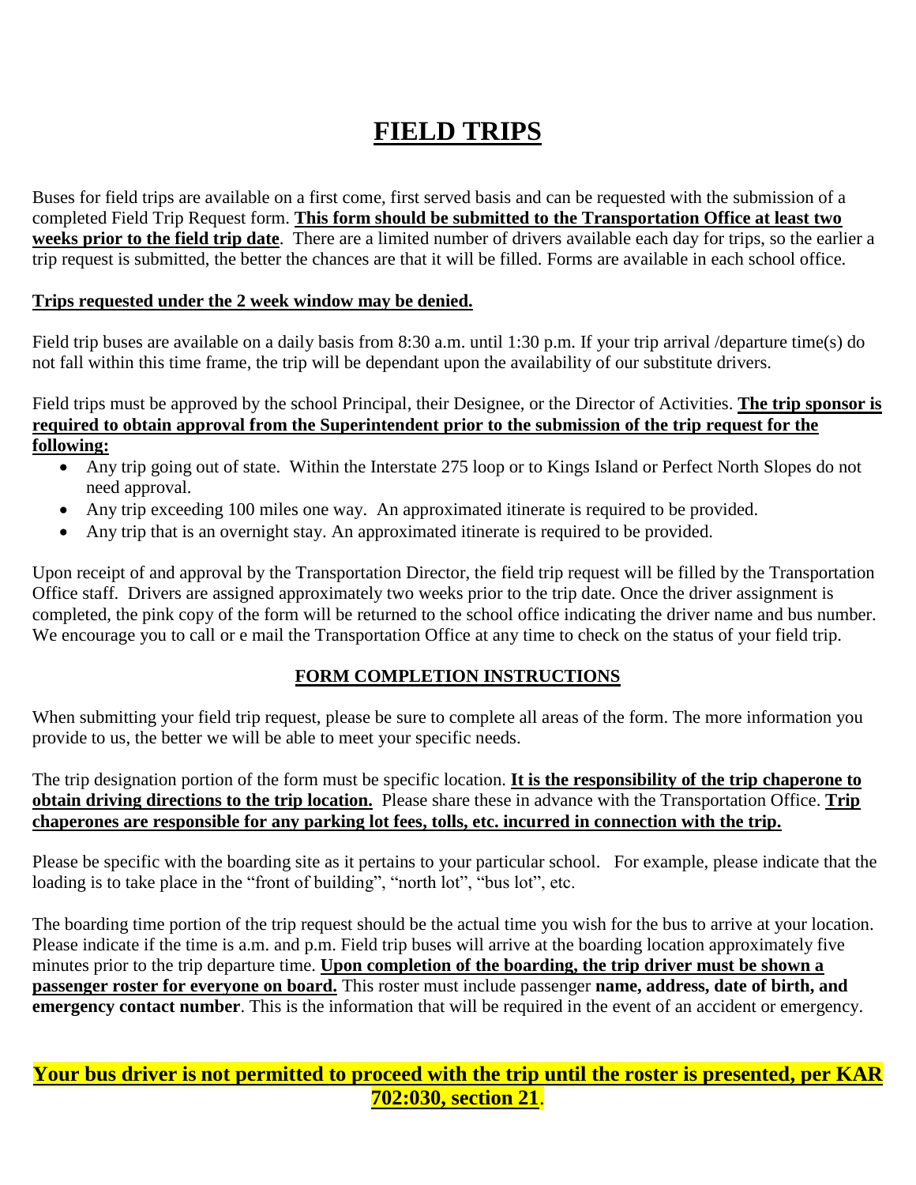# FIELD TRIPS

Buses for field trips are available on a first come, first served basis and can be requested with the submission of a completed Field Trip Request form. **This form should be submitted to the Transportation Office at least two weeks prior to the field trip date**. There are a limited number of drivers available each day for trips, so the earlier a trip request is submitted, the better the chances are that it will be filled. Forms are available in each school office.

**Trips requested under the 2 week window may be denied.**

Field trip buses are available on a daily basis from 8:30 a.m. until 1:30 p.m. If your trip arrival /departure time(s) do not fall within this time frame, the trip will be dependant upon the availability of our substitute drivers.

Field trips must be approved by the school Principal, their Designee, or the Director of Activities. **The trip sponsor is required to obtain approval from the Superintendent prior to the submission of the trip request for the following:**

- Any trip going out of state. Within the Interstate 275 loop or to Kings Island or Perfect North Slopes do not need approval.
- Any trip exceeding 100 miles one way. An approximated itinerate is required to be provided.
- Any trip that is an overnight stay. An approximated itinerate is required to be provided.

Upon receipt of and approval by the Transportation Director, the field trip request will be filled by the Transportation Office staff. Drivers are assigned approximately two weeks prior to the trip date. Once the driver assignment is completed, the pink copy of the form will be returned to the school office indicating the driver name and bus number. We encourage you to call or e mail the Transportation Office at any time to check on the status of your field trip.

## FORM COMPLETION INSTRUCTIONS

When submitting your field trip request, please be sure to complete all areas of the form. The more information you provide to us, the better we will be able to meet your specific needs.

The trip designation portion of the form must be specific location. **It is the responsibility of the trip chaperone to obtain driving directions to the trip location.** Please share these in advance with the Transportation Office. **Trip chaperones are responsible for any parking lot fees, tolls, etc. incurred in connection with the trip.**

Please be specific with the boarding site as it pertains to your particular school. For example, please indicate that the loading is to take place in the "front of building", "north lot", "bus lot", etc.

The boarding time portion of the trip request should be the actual time you wish for the bus to arrive at your location. Please indicate if the time is a.m. and p.m. Field trip buses will arrive at the boarding location approximately five minutes prior to the trip departure time. **Upon completion of the boarding, the trip driver must be shown a passenger roster for everyone on board.** This roster must include passenger **name, address, date of birth, and emergency contact number**. This is the information that will be required in the event of an accident or emergency.

**Your bus driver is not permitted to proceed with the trip until the roster is presented, per KAR 702:030, section 21**.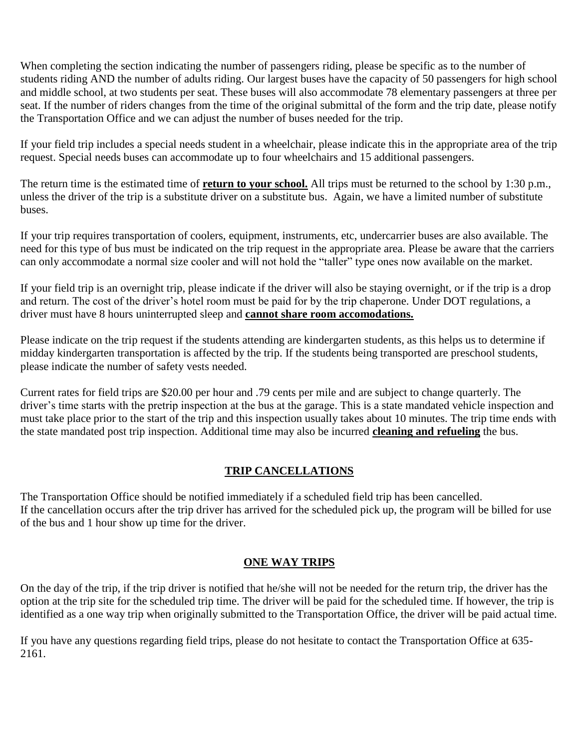When completing the section indicating the number of passengers riding, please be specific as to the number of students riding AND the number of adults riding. Our largest buses have the capacity of 50 passengers for high school and middle school, at two students per seat. These buses will also accommodate 78 elementary passengers at three per seat. If the number of riders changes from the time of the original submittal of the form and the trip date, please notify the Transportation Office and we can adjust the number of buses needed for the trip.

If your field trip includes a special needs student in a wheelchair, please indicate this in the appropriate area of the trip request. Special needs buses can accommodate up to four wheelchairs and 15 additional passengers.

The return time is the estimated time of **return to your school.** All trips must be returned to the school by 1:30 p.m., unless the driver of the trip is a substitute driver on a substitute bus. Again, we have a limited number of substitute buses.

If your trip requires transportation of coolers, equipment, instruments, etc, undercarrier buses are also available. The need for this type of bus must be indicated on the trip request in the appropriate area. Please be aware that the carriers can only accommodate a normal size cooler and will not hold the "taller" type ones now available on the market.

If your field trip is an overnight trip, please indicate if the driver will also be staying overnight, or if the trip is a drop and return. The cost of the driver's hotel room must be paid for by the trip chaperone. Under DOT regulations, a driver must have 8 hours uninterrupted sleep and **cannot share room accomodations.**

Please indicate on the trip request if the students attending are kindergarten students, as this helps us to determine if midday kindergarten transportation is affected by the trip. If the students being transported are preschool students, please indicate the number of safety vests needed.

Current rates for field trips are $20.00 per hour and .79 cents per mile and are subject to change quarterly. The driver's time starts with the pretrip inspection at the bus at the garage. This is a state mandated vehicle inspection and must take place prior to the start of the trip and this inspection usually takes about 10 minutes. The trip time ends with the state mandated post trip inspection. Additional time may also be incurred **cleaning and refueling** the bus.

## TRIP CANCELLATIONS

The Transportation Office should be notified immediately if a scheduled field trip has been cancelled.
If the cancellation occurs after the trip driver has arrived for the scheduled pick up, the program will be billed for use of the bus and 1 hour show up time for the driver.

## ONE WAY TRIPS

On the day of the trip, if the trip driver is notified that he/she will not be needed for the return trip, the driver has the option at the trip site for the scheduled trip time. The driver will be paid for the scheduled time. If however, the trip is identified as a one way trip when originally submitted to the Transportation Office, the driver will be paid actual time.

If you have any questions regarding field trips, please do not hesitate to contact the Transportation Office at 635-2161.